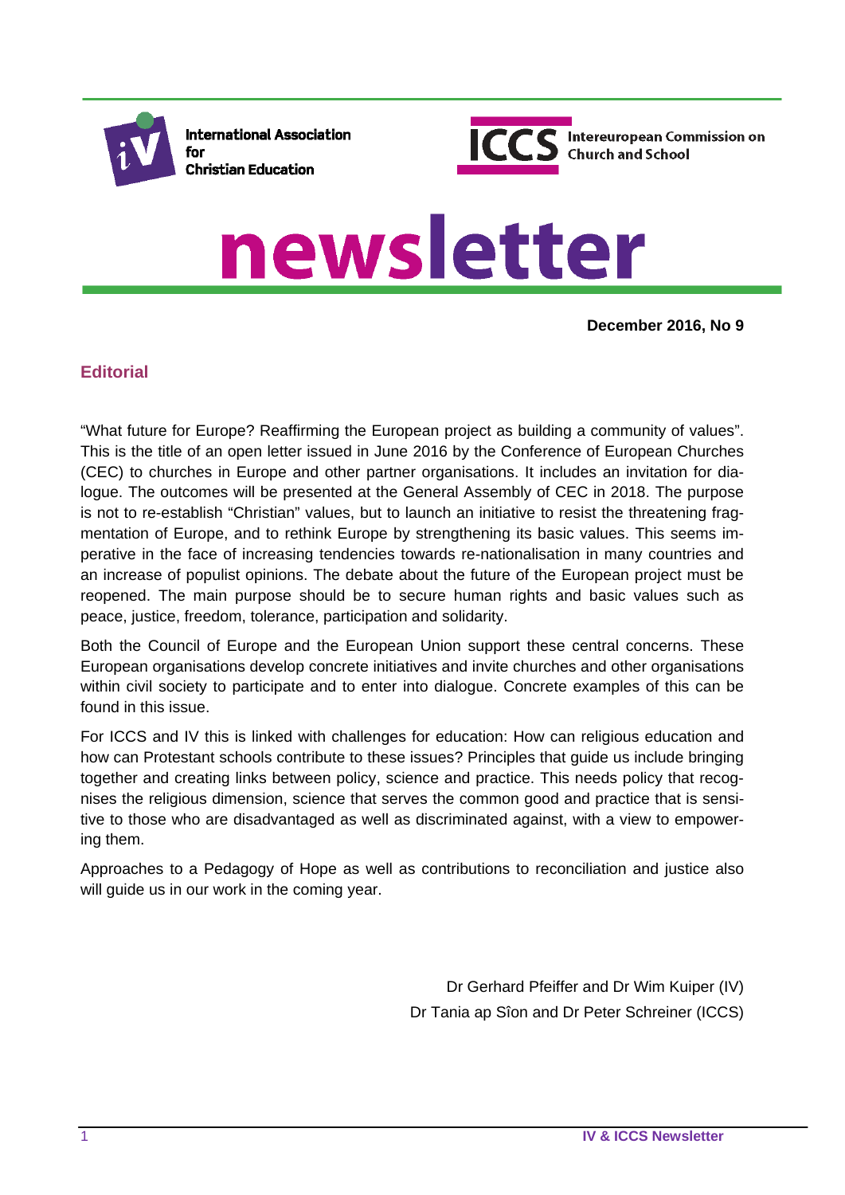International Association for Christian Education

ICCS Intereuropean Commission on Church and School

# newsletter

**December 2016, No 9**

## Editorial

"What future for Europe? Reaffirming the European project as building a community of values". This is the title of an open letter issued in June 2016 by the Conference of European Churches (CEC) to churches in Europe and other partner organisations. It includes an invitation for dialogue. The outcomes will be presented at the General Assembly of CEC in 2018. The purpose is not to re-establish "Christian" values, but to launch an initiative to resist the threatening fragmentation of Europe, and to rethink Europe by strengthening its basic values. This seems imperative in the face of increasing tendencies towards re-nationalisation in many countries and an increase of populist opinions. The debate about the future of the European project must be reopened. The main purpose should be to secure human rights and basic values such as peace, justice, freedom, tolerance, participation and solidarity.

Both the Council of Europe and the European Union support these central concerns. These European organisations develop concrete initiatives and invite churches and other organisations within civil society to participate and to enter into dialogue. Concrete examples of this can be found in this issue.

For ICCS and IV this is linked with challenges for education: How can religious education and how can Protestant schools contribute to these issues? Principles that guide us include bringing together and creating links between policy, science and practice. This needs policy that recognises the religious dimension, science that serves the common good and practice that is sensitive to those who are disadvantaged as well as discriminated against, with a view to empowering them.

Approaches to a Pedagogy of Hope as well as contributions to reconciliation and justice also will guide us in our work in the coming year.

Dr Gerhard Pfeiffer and Dr Wim Kuiper (IV)
Dr Tania ap Sîon and Dr Peter Schreiner (ICCS)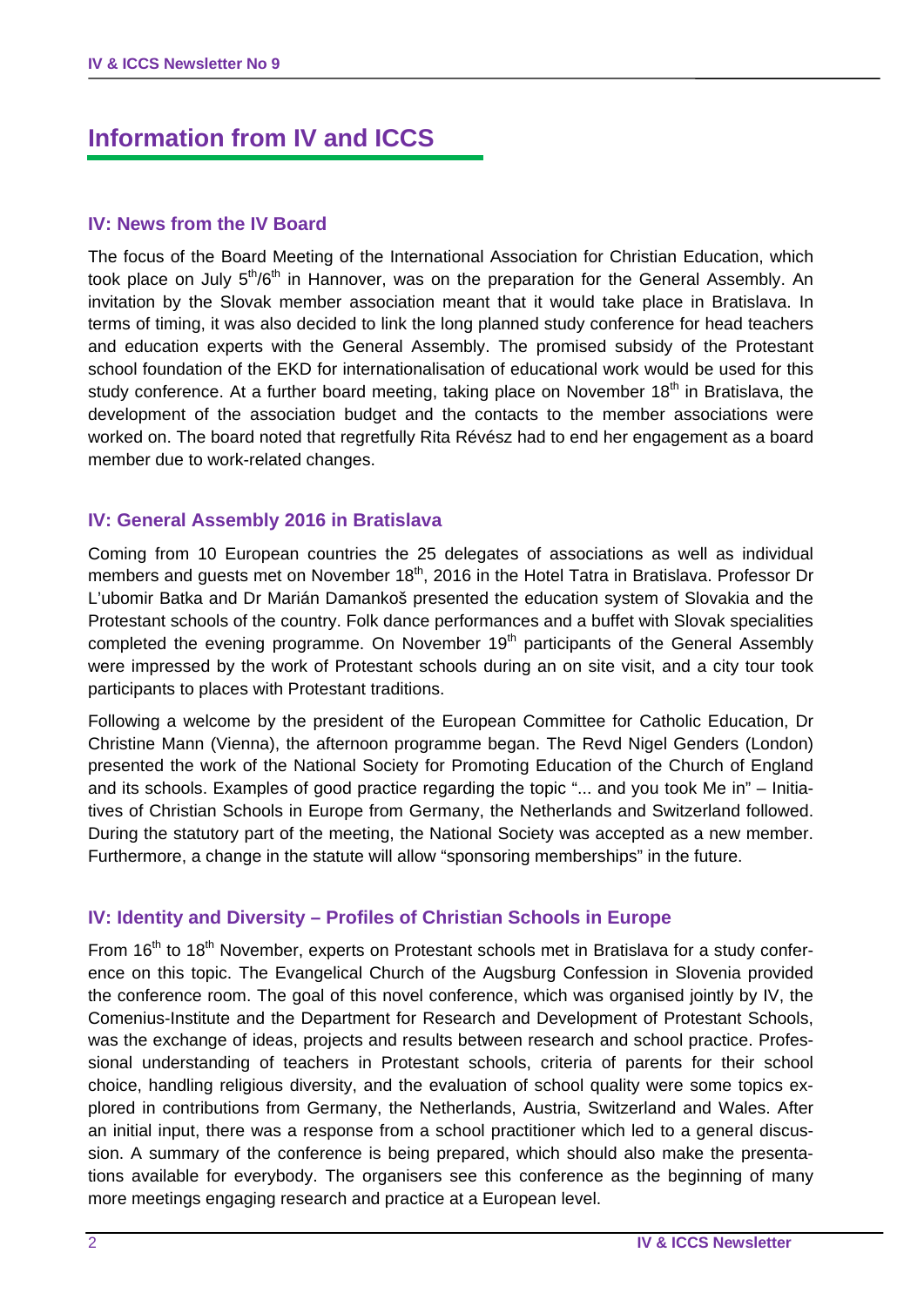# Information from IV and ICCS

## IV: News from the IV Board

The focus of the Board Meeting of the International Association for Christian Education, which took place on July 5th/6th in Hannover, was on the preparation for the General Assembly. An invitation by the Slovak member association meant that it would take place in Bratislava. In terms of timing, it was also decided to link the long planned study conference for head teachers and education experts with the General Assembly. The promised subsidy of the Protestant school foundation of the EKD for internationalisation of educational work would be used for this study conference. At a further board meeting, taking place on November 18th in Bratislava, the development of the association budget and the contacts to the member associations were worked on. The board noted that regretfully Rita Révész had to end her engagement as a board member due to work-related changes.

## IV: General Assembly 2016 in Bratislava

Coming from 10 European countries the 25 delegates of associations as well as individual members and guests met on November 18th, 2016 in the Hotel Tatra in Bratislava. Professor Dr L'ubomir Batka and Dr Marián Damankoš presented the education system of Slovakia and the Protestant schools of the country. Folk dance performances and a buffet with Slovak specialities completed the evening programme. On November 19th participants of the General Assembly were impressed by the work of Protestant schools during an on site visit, and a city tour took participants to places with Protestant traditions.

Following a welcome by the president of the European Committee for Catholic Education, Dr Christine Mann (Vienna), the afternoon programme began. The Revd Nigel Genders (London) presented the work of the National Society for Promoting Education of the Church of England and its schools. Examples of good practice regarding the topic "... and you took Me in" – Initiatives of Christian Schools in Europe from Germany, the Netherlands and Switzerland followed. During the statutory part of the meeting, the National Society was accepted as a new member. Furthermore, a change in the statute will allow "sponsoring memberships" in the future.

## IV: Identity and Diversity – Profiles of Christian Schools in Europe

From 16th to 18th November, experts on Protestant schools met in Bratislava for a study conference on this topic. The Evangelical Church of the Augsburg Confession in Slovenia provided the conference room. The goal of this novel conference, which was organised jointly by IV, the Comenius-Institute and the Department for Research and Development of Protestant Schools, was the exchange of ideas, projects and results between research and school practice. Professional understanding of teachers in Protestant schools, criteria of parents for their school choice, handling religious diversity, and the evaluation of school quality were some topics explored in contributions from Germany, the Netherlands, Austria, Switzerland and Wales. After an initial input, there was a response from a school practitioner which led to a general discussion. A summary of the conference is being prepared, which should also make the presentations available for everybody. The organisers see this conference as the beginning of many more meetings engaging research and practice at a European level.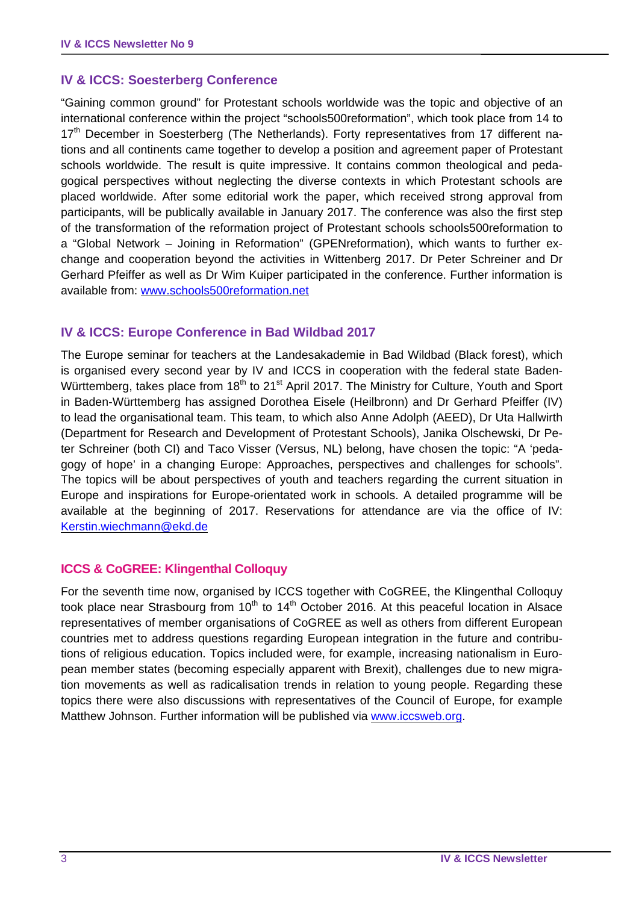## IV & ICCS: Soesterberg Conference

"Gaining common ground" for Protestant schools worldwide was the topic and objective of an international conference within the project "schools500reformation", which took place from 14 to 17th December in Soesterberg (The Netherlands). Forty representatives from 17 different nations and all continents came together to develop a position and agreement paper of Protestant schools worldwide. The result is quite impressive. It contains common theological and pedagogical perspectives without neglecting the diverse contexts in which Protestant schools are placed worldwide. After some editorial work the paper, which received strong approval from participants, will be publically available in January 2017. The conference was also the first step of the transformation of the reformation project of Protestant schools schools500reformation to a "Global Network – Joining in Reformation" (GPENreformation), which wants to further exchange and cooperation beyond the activities in Wittenberg 2017. Dr Peter Schreiner and Dr Gerhard Pfeiffer as well as Dr Wim Kuiper participated in the conference. Further information is available from: [www.schools500reformation.net](http://www.schools500reformation.net)

## IV & ICCS: Europe Conference in Bad Wildbad 2017

The Europe seminar for teachers at the Landesakademie in Bad Wildbad (Black forest), which is organised every second year by IV and ICCS in cooperation with the federal state Baden-Württemberg, takes place from 18th to 21st April 2017. The Ministry for Culture, Youth and Sport in Baden-Württemberg has assigned Dorothea Eisele (Heilbronn) and Dr Gerhard Pfeiffer (IV) to lead the organisational team. This team, to which also Anne Adolph (AEED), Dr Uta Hallwirth (Department for Research and Development of Protestant Schools), Janika Olschewski, Dr Peter Schreiner (both CI) and Taco Visser (Versus, NL) belong, have chosen the topic: "A 'pedagogy of hope' in a changing Europe: Approaches, perspectives and challenges for schools". The topics will be about perspectives of youth and teachers regarding the current situation in Europe and inspirations for Europe-orientated work in schools. A detailed programme will be available at the beginning of 2017. Reservations for attendance are via the office of IV: [Kerstin.wiechmann@ekd.de](mailto:Kerstin.wiechmann@ekd.de)

## ICCS & CoGREE: Klingenthal Colloquy

For the seventh time now, organised by ICCS together with CoGREE, the Klingenthal Colloquy took place near Strasbourg from 10th to 14th October 2016. At this peaceful location in Alsace representatives of member organisations of CoGREE as well as others from different European countries met to address questions regarding European integration in the future and contributions of religious education. Topics included were, for example, increasing nationalism in European member states (becoming especially apparent with Brexit), challenges due to new migration movements as well as radicalisation trends in relation to young people. Regarding these topics there were also discussions with representatives of the Council of Europe, for example Matthew Johnson. Further information will be published via [www.iccsweb.org](http://www.iccsweb.org).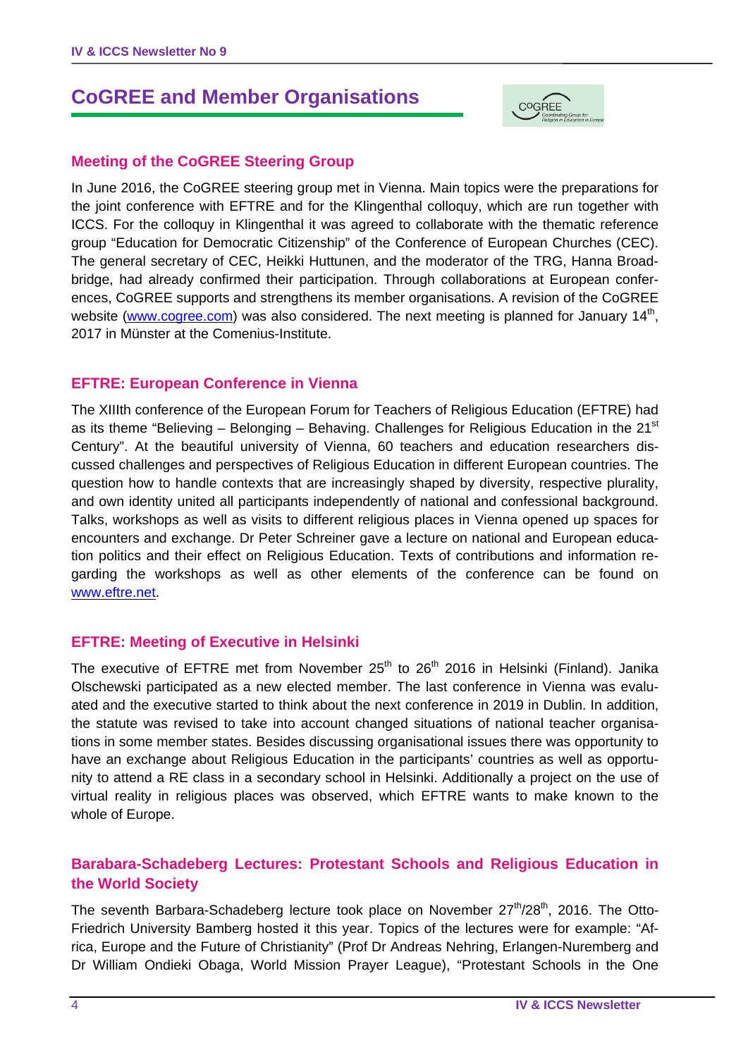# CoGREE and Member Organisations

## Meeting of the CoGREE Steering Group

In June 2016, the CoGREE steering group met in Vienna. Main topics were the preparations for the joint conference with EFTRE and for the Klingenthal colloquy, which are run together with ICCS. For the colloquy in Klingenthal it was agreed to collaborate with the thematic reference group "Education for Democratic Citizenship" of the Conference of European Churches (CEC). The general secretary of CEC, Heikki Huttunen, and the moderator of the TRG, Hanna Broadbridge, had already confirmed their participation. Through collaborations at European conferences, CoGREE supports and strengthens its member organisations. A revision of the CoGREE website (www.cogree.com) was also considered. The next meeting is planned for January 14th, 2017 in Münster at the Comenius-Institute.

## EFTRE: European Conference in Vienna

The XIIIth conference of the European Forum for Teachers of Religious Education (EFTRE) had as its theme "Believing – Belonging – Behaving. Challenges for Religious Education in the 21st Century". At the beautiful university of Vienna, 60 teachers and education researchers discussed challenges and perspectives of Religious Education in different European countries. The question how to handle contexts that are increasingly shaped by diversity, respective plurality, and own identity united all participants independently of national and confessional background. Talks, workshops as well as visits to different religious places in Vienna opened up spaces for encounters and exchange. Dr Peter Schreiner gave a lecture on national and European education politics and their effect on Religious Education. Texts of contributions and information regarding the workshops as well as other elements of the conference can be found on www.eftre.net.

## EFTRE: Meeting of Executive in Helsinki

The executive of EFTRE met from November 25th to 26th 2016 in Helsinki (Finland). Janika Olschewski participated as a new elected member. The last conference in Vienna was evaluated and the executive started to think about the next conference in 2019 in Dublin. In addition, the statute was revised to take into account changed situations of national teacher organisations in some member states. Besides discussing organisational issues there was opportunity to have an exchange about Religious Education in the participants' countries as well as opportunity to attend a RE class in a secondary school in Helsinki. Additionally a project on the use of virtual reality in religious places was observed, which EFTRE wants to make known to the whole of Europe.

## Barabara-Schadeberg Lectures: Protestant Schools and Religious Education in the World Society

The seventh Barbara-Schadeberg lecture took place on November 27th/28th, 2016. The Otto-Friedrich University Bamberg hosted it this year. Topics of the lectures were for example: "Africa, Europe and the Future of Christianity" (Prof Dr Andreas Nehring, Erlangen-Nuremberg and Dr William Ondieki Obaga, World Mission Prayer League), "Protestant Schools in the One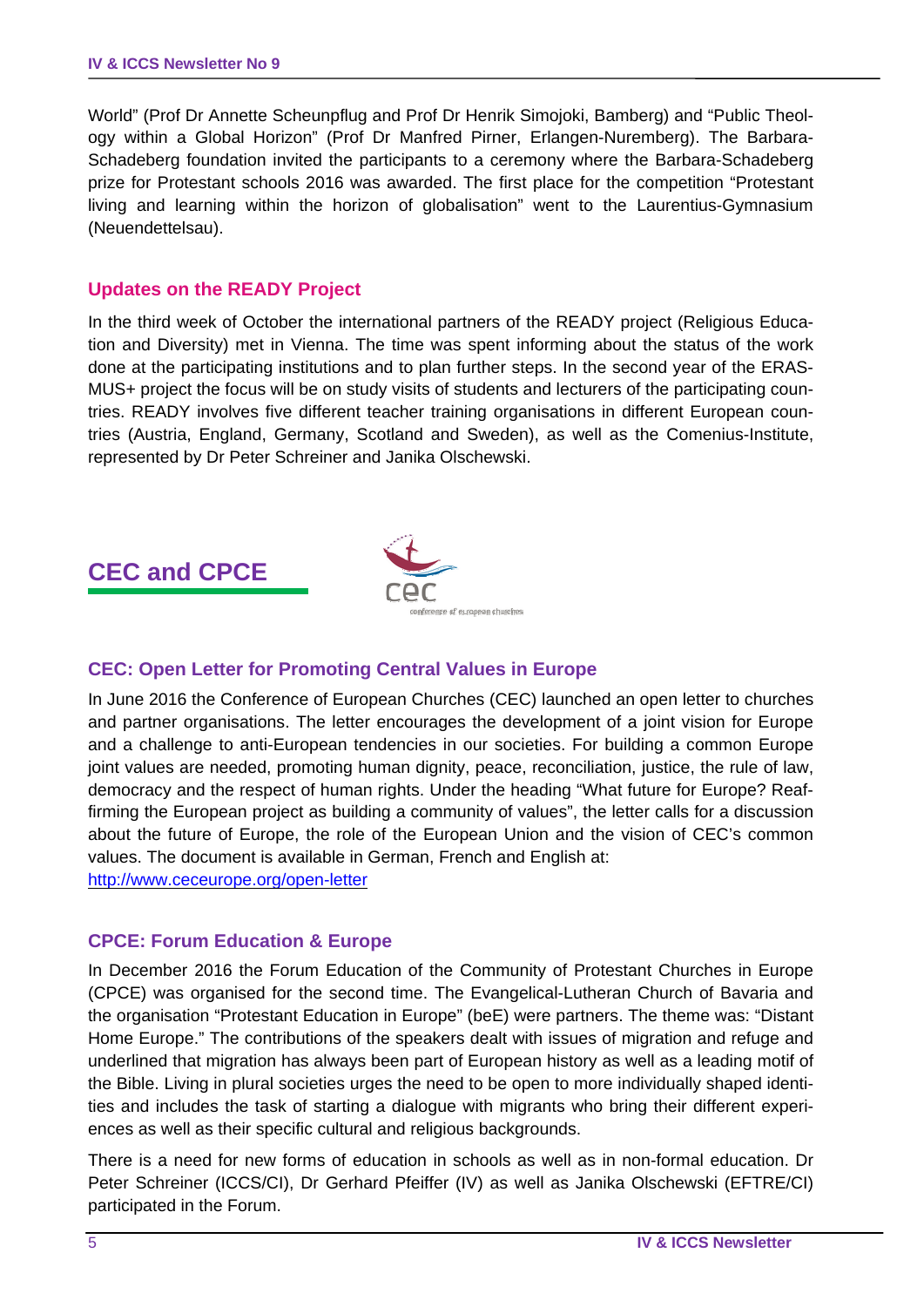World" (Prof Dr Annette Scheunpflug and Prof Dr Henrik Simojoki, Bamberg) and "Public Theology within a Global Horizon" (Prof Dr Manfred Pirner, Erlangen-Nuremberg). The Barbara-Schadeberg foundation invited the participants to a ceremony where the Barbara-Schadeberg prize for Protestant schools 2016 was awarded. The first place for the competition "Protestant living and learning within the horizon of globalisation" went to the Laurentius-Gymnasium (Neuendettelsau).

### Updates on the READY Project

In the third week of October the international partners of the READY project (Religious Education and Diversity) met in Vienna. The time was spent informing about the status of the work done at the participating institutions and to plan further steps. In the second year of the ERASMUS+ project the focus will be on study visits of students and lecturers of the participating countries. READY involves five different teacher training organisations in different European countries (Austria, England, Germany, Scotland and Sweden), as well as the Comenius-Institute, represented by Dr Peter Schreiner and Janika Olschewski.

## CEC and CPCE

### CEC: Open Letter for Promoting Central Values in Europe

In June 2016 the Conference of European Churches (CEC) launched an open letter to churches and partner organisations. The letter encourages the development of a joint vision for Europe and a challenge to anti-European tendencies in our societies. For building a common Europe joint values are needed, promoting human dignity, peace, reconciliation, justice, the rule of law, democracy and the respect of human rights. Under the heading "What future for Europe? Reaffirming the European project as building a community of values", the letter calls for a discussion about the future of Europe, the role of the European Union and the vision of CEC's common values. The document is available in German, French and English at:
http://www.ceceurope.org/open-letter

### CPCE: Forum Education & Europe

In December 2016 the Forum Education of the Community of Protestant Churches in Europe (CPCE) was organised for the second time. The Evangelical-Lutheran Church of Bavaria and the organisation "Protestant Education in Europe" (beE) were partners. The theme was: "Distant Home Europe." The contributions of the speakers dealt with issues of migration and refuge and underlined that migration has always been part of European history as well as a leading motif of the Bible. Living in plural societies urges the need to be open to more individually shaped identities and includes the task of starting a dialogue with migrants who bring their different experiences as well as their specific cultural and religious backgrounds.

There is a need for new forms of education in schools as well as in non-formal education. Dr Peter Schreiner (ICCS/CI), Dr Gerhard Pfeiffer (IV) as well as Janika Olschewski (EFTRE/CI) participated in the Forum.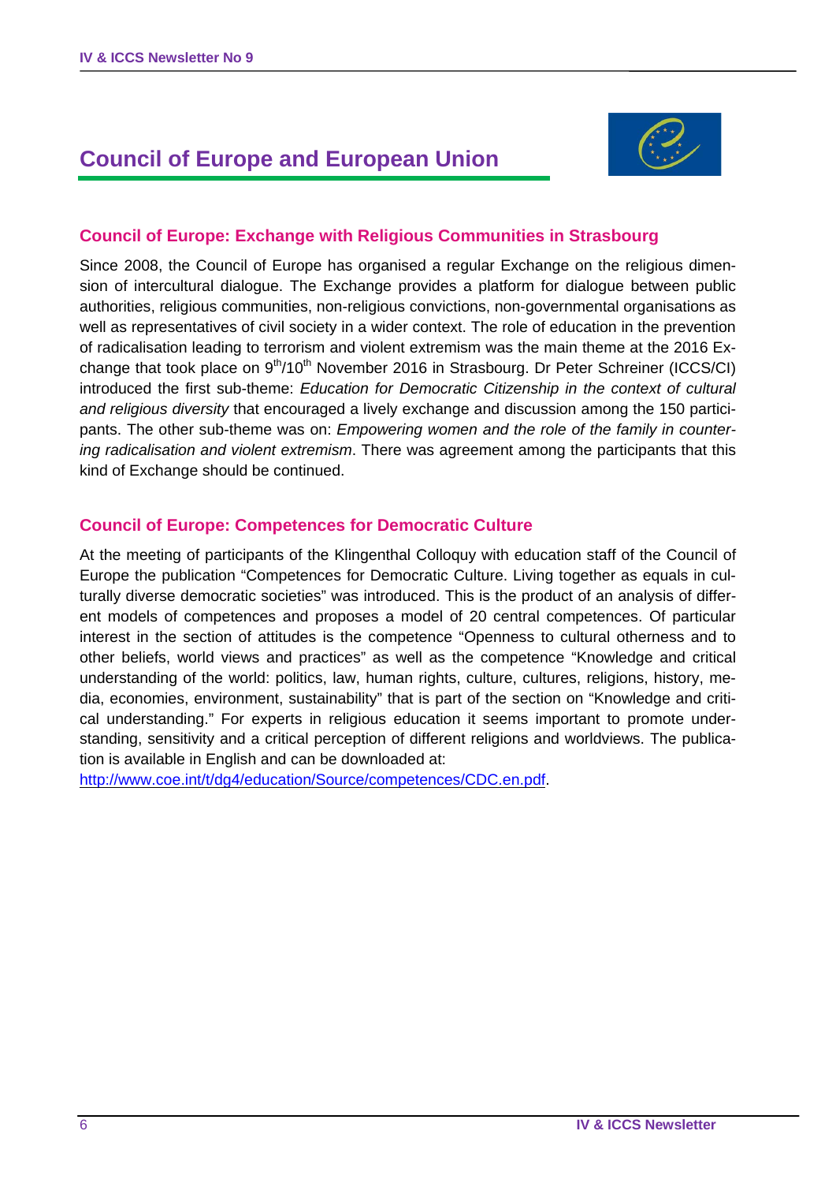# Council of Europe and European Union

## Council of Europe: Exchange with Religious Communities in Strasbourg

Since 2008, the Council of Europe has organised a regular Exchange on the religious dimension of intercultural dialogue. The Exchange provides a platform for dialogue between public authorities, religious communities, non-religious convictions, non-governmental organisations as well as representatives of civil society in a wider context. The role of education in the prevention of radicalisation leading to terrorism and violent extremism was the main theme at the 2016 Exchange that took place on 9th/10th November 2016 in Strasbourg. Dr Peter Schreiner (ICCS/CI) introduced the first sub-theme: *Education for Democratic Citizenship in the context of cultural and religious diversity* that encouraged a lively exchange and discussion among the 150 participants. The other sub-theme was on: *Empowering women and the role of the family in countering radicalisation and violent extremism*. There was agreement among the participants that this kind of Exchange should be continued.

## Council of Europe: Competences for Democratic Culture

At the meeting of participants of the Klingenthal Colloquy with education staff of the Council of Europe the publication "Competences for Democratic Culture. Living together as equals in culturally diverse democratic societies" was introduced. This is the product of an analysis of different models of competences and proposes a model of 20 central competences. Of particular interest in the section of attitudes is the competence "Openness to cultural otherness and to other beliefs, world views and practices" as well as the competence "Knowledge and critical understanding of the world: politics, law, human rights, culture, cultures, religions, history, media, economies, environment, sustainability" that is part of the section on "Knowledge and critical understanding." For experts in religious education it seems important to promote understanding, sensitivity and a critical perception of different religions and worldviews. The publication is available in English and can be downloaded at:
http://www.coe.int/t/dg4/education/Source/competences/CDC.en.pdf.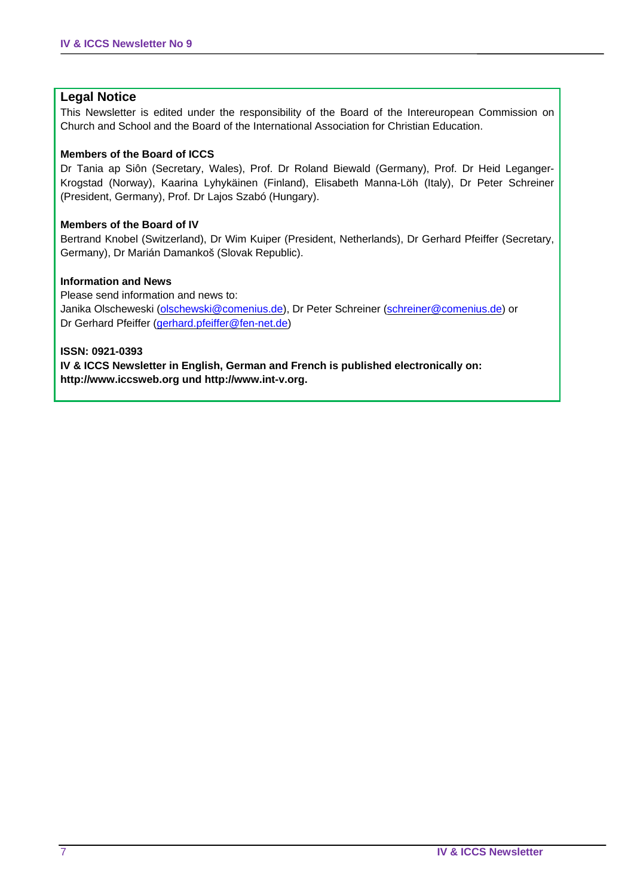## Legal Notice

This Newsletter is edited under the responsibility of the Board of the Intereuropean Commission on Church and School and the Board of the International Association for Christian Education.

**Members of the Board of ICCS**

Dr Tania ap Siôn (Secretary, Wales), Prof. Dr Roland Biewald (Germany), Prof. Dr Heid Leganger-Krogstad (Norway), Kaarina Lyhykäinen (Finland), Elisabeth Manna-Löh (Italy), Dr Peter Schreiner (President, Germany), Prof. Dr Lajos Szabó (Hungary).

**Members of the Board of IV**

Bertrand Knobel (Switzerland), Dr Wim Kuiper (President, Netherlands), Dr Gerhard Pfeiffer (Secretary, Germany), Dr Marián Damankoš (Slovak Republic).

**Information and News**

Please send information and news to:
Janika Olscheweski (olschewski@comenius.de), Dr Peter Schreiner (schreiner@comenius.de) or Dr Gerhard Pfeiffer (gerhard.pfeiffer@fen-net.de)

**ISSN: 0921-0393**
**IV & ICCS Newsletter in English, German and French is published electronically on: http://www.iccsweb.org und http://www.int-v.org.**